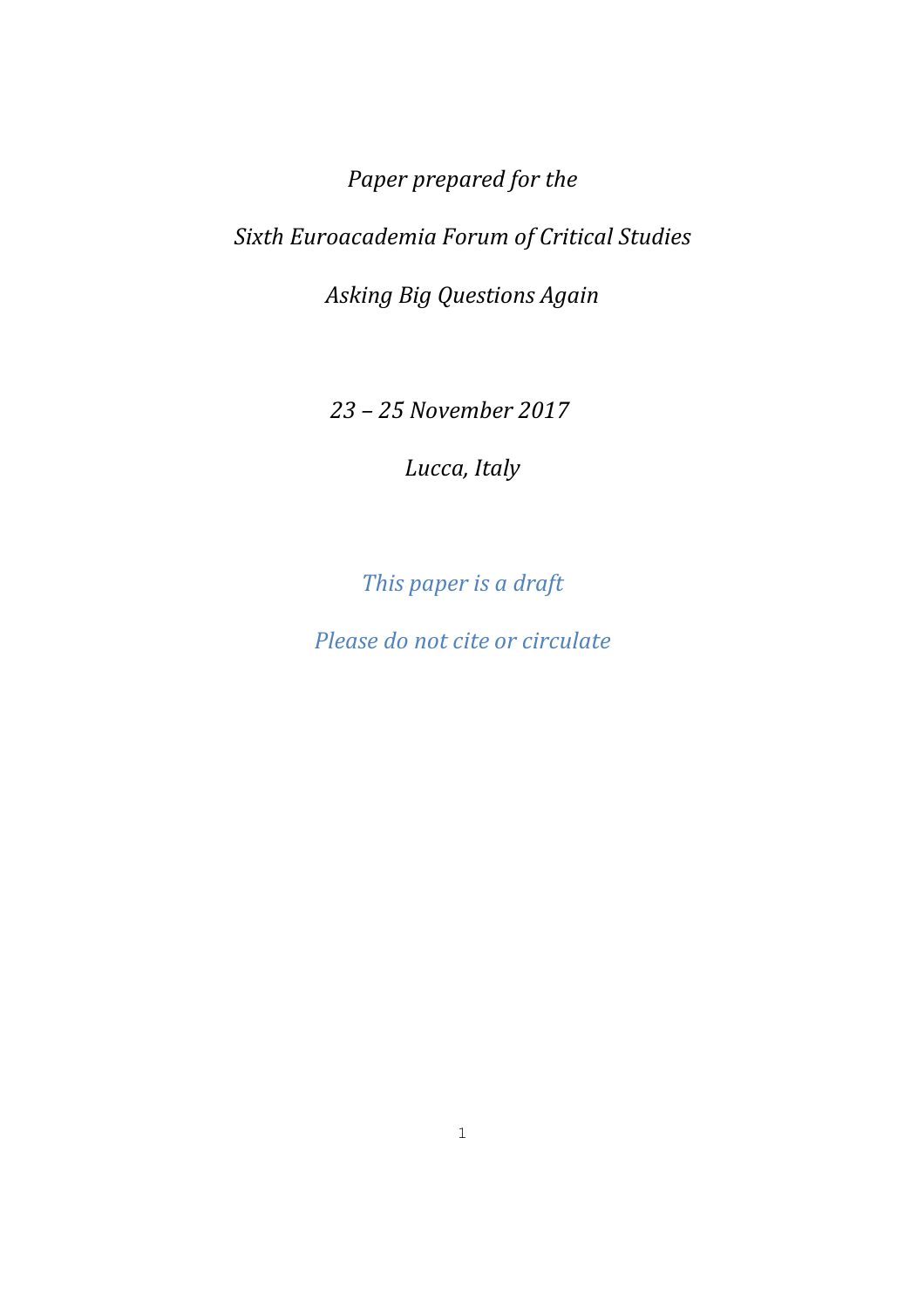*Paper prepared for the*

*Sixth Euroacademia Forum of Critical Studies*

*Asking Big Questions Again*

*23 – 25 November 2017*

*Lucca, Italy*

*This paper is a draft*

*Please do not cite or circulate*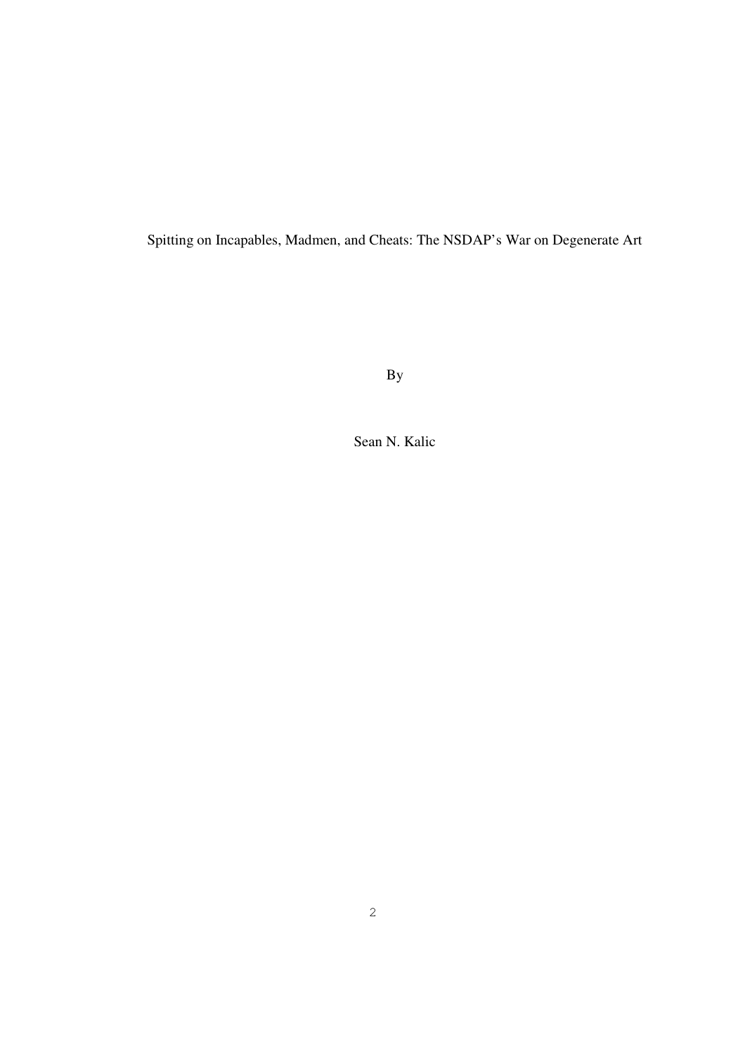Spitting on Incapables, Madmen, and Cheats: The NSDAP's War on Degenerate Art

By

Sean N. Kalic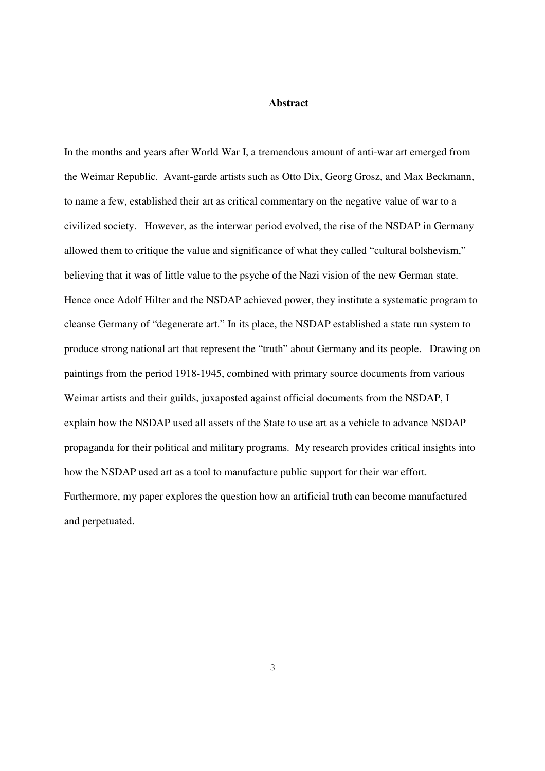# Abstract

In the months and years after World War I, a tremendous amount of anti-war art emerged from the Weimar Republic. Avant-garde artists such as Otto Dix, Georg Grosz, and Max Beckmann, to name a few, established their art as critical commentary on the negative value of war to a civilized society. However, as the interwar period evolved, the rise of the NSDAP in Germany allowed them to critique the value and significance of what they called "cultural bolshevism," believing that it was of little value to the psyche of the Nazi vision of the new German state. Hence once Adolf Hilter and the NSDAP achieved power, they institute a systematic program to cleanse Germany of "degenerate art." In its place, the NSDAP established a state run system to produce strong national art that represent the "truth" about Germany and its people. Drawing on paintings from the period 1918-1945, combined with primary source documents from various Weimar artists and their guilds, juxaposted against official documents from the NSDAP, I explain how the NSDAP used all assets of the State to use art as a vehicle to advance NSDAP propaganda for their political and military programs. My research provides critical insights into how the NSDAP used art as a tool to manufacture public support for their war effort. Furthermore, my paper explores the question how an artificial truth can become manufactured and perpetuated.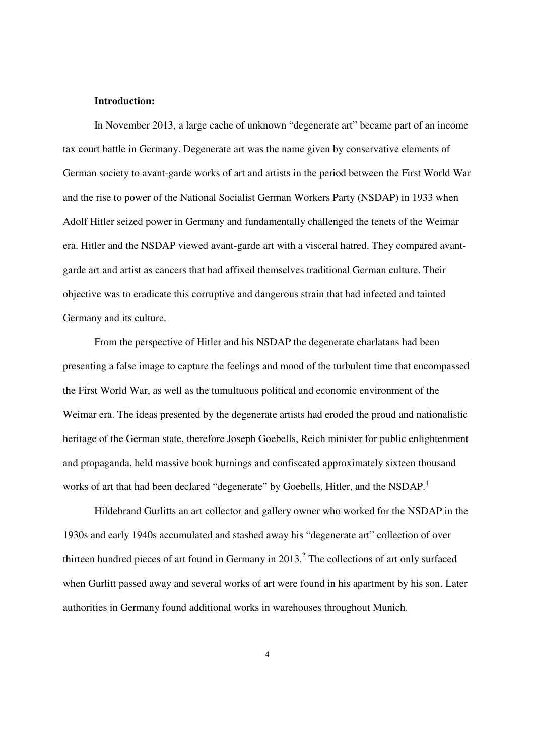**Introduction:**

In November 2013, a large cache of unknown "degenerate art" became part of an income tax court battle in Germany. Degenerate art was the name given by conservative elements of German society to avant-garde works of art and artists in the period between the First World War and the rise to power of the National Socialist German Workers Party (NSDAP) in 1933 when Adolf Hitler seized power in Germany and fundamentally challenged the tenets of the Weimar era. Hitler and the NSDAP viewed avant-garde art with a visceral hatred. They compared avant-garde art and artist as cancers that had affixed themselves traditional German culture. Their objective was to eradicate this corruptive and dangerous strain that had infected and tainted Germany and its culture.

From the perspective of Hitler and his NSDAP the degenerate charlatans had been presenting a false image to capture the feelings and mood of the turbulent time that encompassed the First World War, as well as the tumultuous political and economic environment of the Weimar era. The ideas presented by the degenerate artists had eroded the proud and nationalistic heritage of the German state, therefore Joseph Goebells, Reich minister for public enlightenment and propaganda, held massive book burnings and confiscated approximately sixteen thousand works of art that had been declared "degenerate" by Goebells, Hitler, and the NSDAP.[1]

Hildebrand Gurlitts an art collector and gallery owner who worked for the NSDAP in the 1930s and early 1940s accumulated and stashed away his "degenerate art" collection of over thirteen hundred pieces of art found in Germany in 2013.[2] The collections of art only surfaced when Gurlitt passed away and several works of art were found in his apartment by his son. Later authorities in Germany found additional works in warehouses throughout Munich.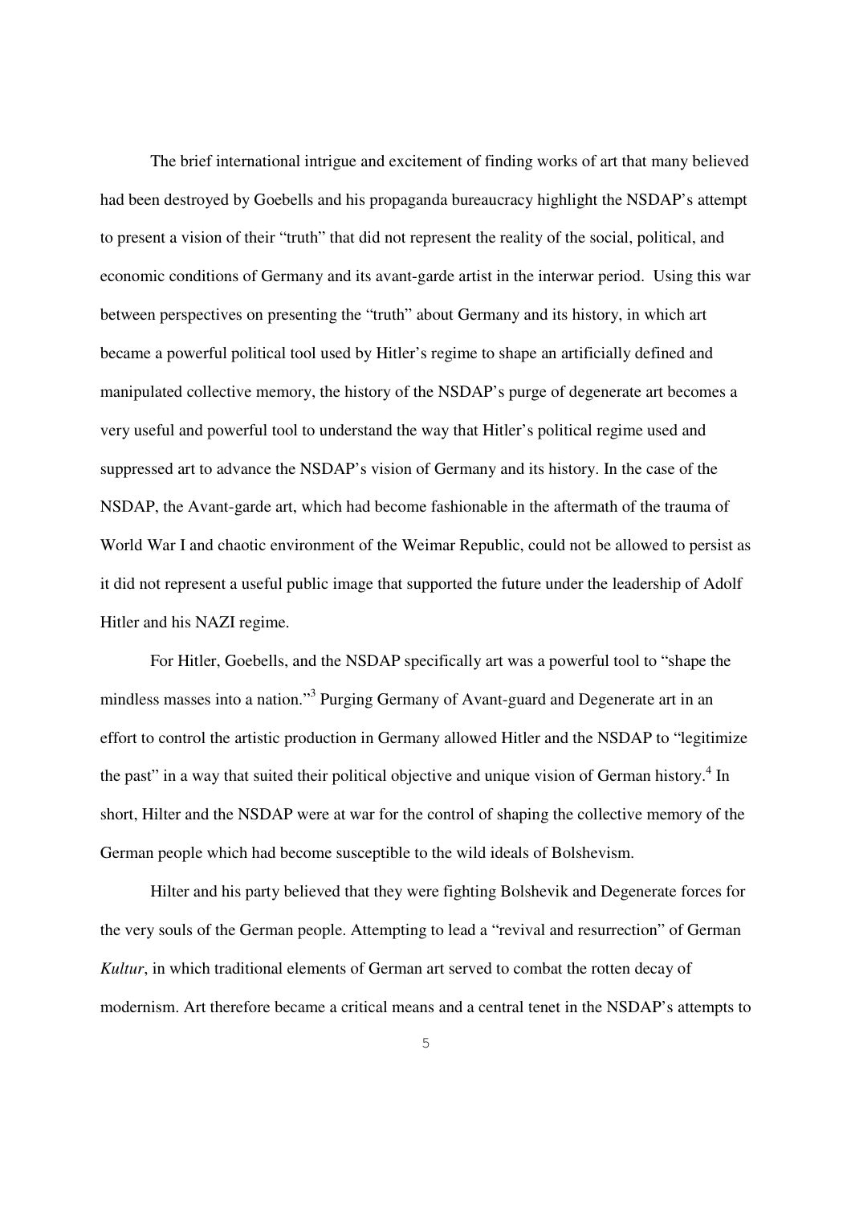The brief international intrigue and excitement of finding works of art that many believed had been destroyed by Goebells and his propaganda bureaucracy highlight the NSDAP's attempt to present a vision of their "truth" that did not represent the reality of the social, political, and economic conditions of Germany and its avant-garde artist in the interwar period. Using this war between perspectives on presenting the "truth" about Germany and its history, in which art became a powerful political tool used by Hitler's regime to shape an artificially defined and manipulated collective memory, the history of the NSDAP's purge of degenerate art becomes a very useful and powerful tool to understand the way that Hitler's political regime used and suppressed art to advance the NSDAP's vision of Germany and its history. In the case of the NSDAP, the Avant-garde art, which had become fashionable in the aftermath of the trauma of World War I and chaotic environment of the Weimar Republic, could not be allowed to persist as it did not represent a useful public image that supported the future under the leadership of Adolf Hitler and his NAZI regime.

For Hitler, Goebells, and the NSDAP specifically art was a powerful tool to "shape the mindless masses into a nation."[3] Purging Germany of Avant-guard and Degenerate art in an effort to control the artistic production in Germany allowed Hitler and the NSDAP to "legitimize the past" in a way that suited their political objective and unique vision of German history.[4] In short, Hilter and the NSDAP were at war for the control of shaping the collective memory of the German people which had become susceptible to the wild ideals of Bolshevism.

Hilter and his party believed that they were fighting Bolshevik and Degenerate forces for the very souls of the German people. Attempting to lead a "revival and resurrection" of German *Kultur*, in which traditional elements of German art served to combat the rotten decay of modernism. Art therefore became a critical means and a central tenet in the NSDAP's attempts to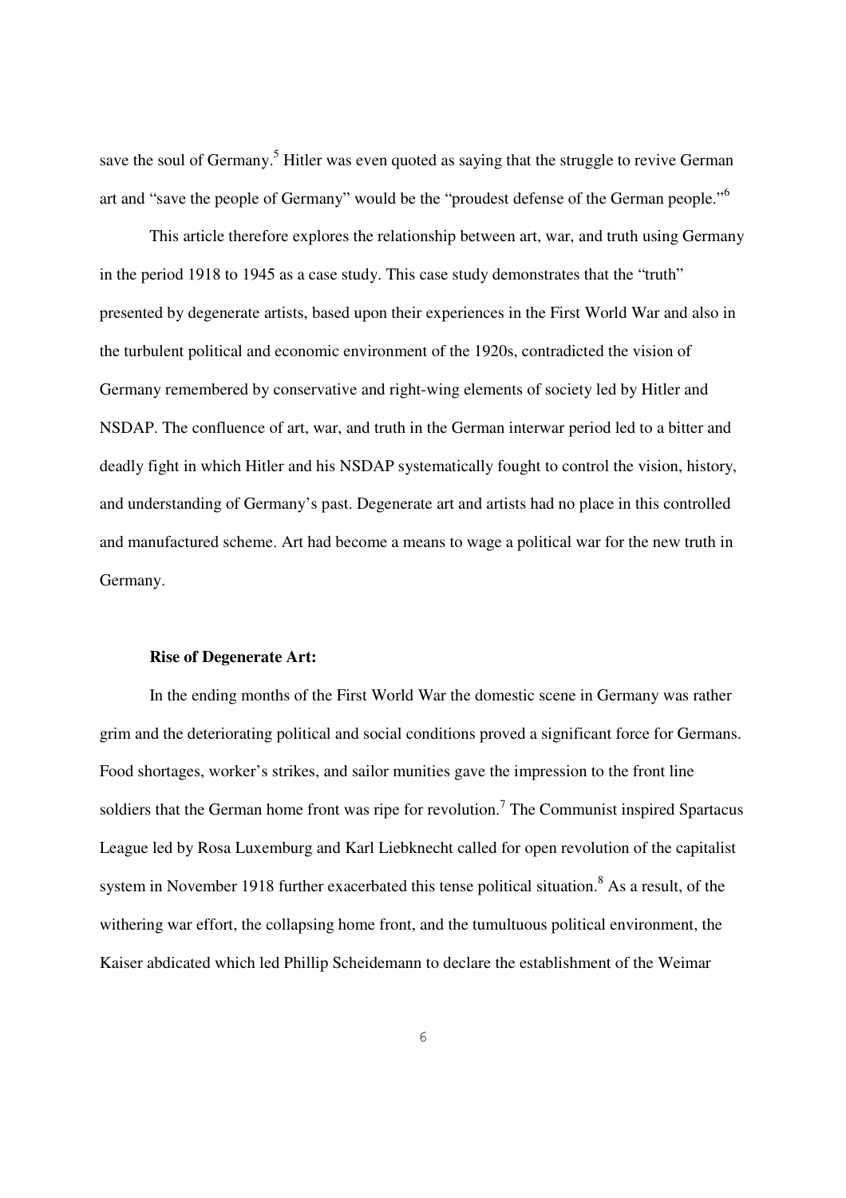save the soul of Germany.[5] Hitler was even quoted as saying that the struggle to revive German art and "save the people of Germany" would be the "proudest defense of the German people."[6]

This article therefore explores the relationship between art, war, and truth using Germany in the period 1918 to 1945 as a case study. This case study demonstrates that the "truth" presented by degenerate artists, based upon their experiences in the First World War and also in the turbulent political and economic environment of the 1920s, contradicted the vision of Germany remembered by conservative and right-wing elements of society led by Hitler and NSDAP. The confluence of art, war, and truth in the German interwar period led to a bitter and deadly fight in which Hitler and his NSDAP systematically fought to control the vision, history, and understanding of Germany's past. Degenerate art and artists had no place in this controlled and manufactured scheme. Art had become a means to wage a political war for the new truth in Germany.

**Rise of Degenerate Art:**

In the ending months of the First World War the domestic scene in Germany was rather grim and the deteriorating political and social conditions proved a significant force for Germans. Food shortages, worker's strikes, and sailor munities gave the impression to the front line soldiers that the German home front was ripe for revolution.[7] The Communist inspired Spartacus League led by Rosa Luxemburg and Karl Liebknecht called for open revolution of the capitalist system in November 1918 further exacerbated this tense political situation.[8] As a result, of the withering war effort, the collapsing home front, and the tumultuous political environment, the Kaiser abdicated which led Phillip Scheidemann to declare the establishment of the Weimar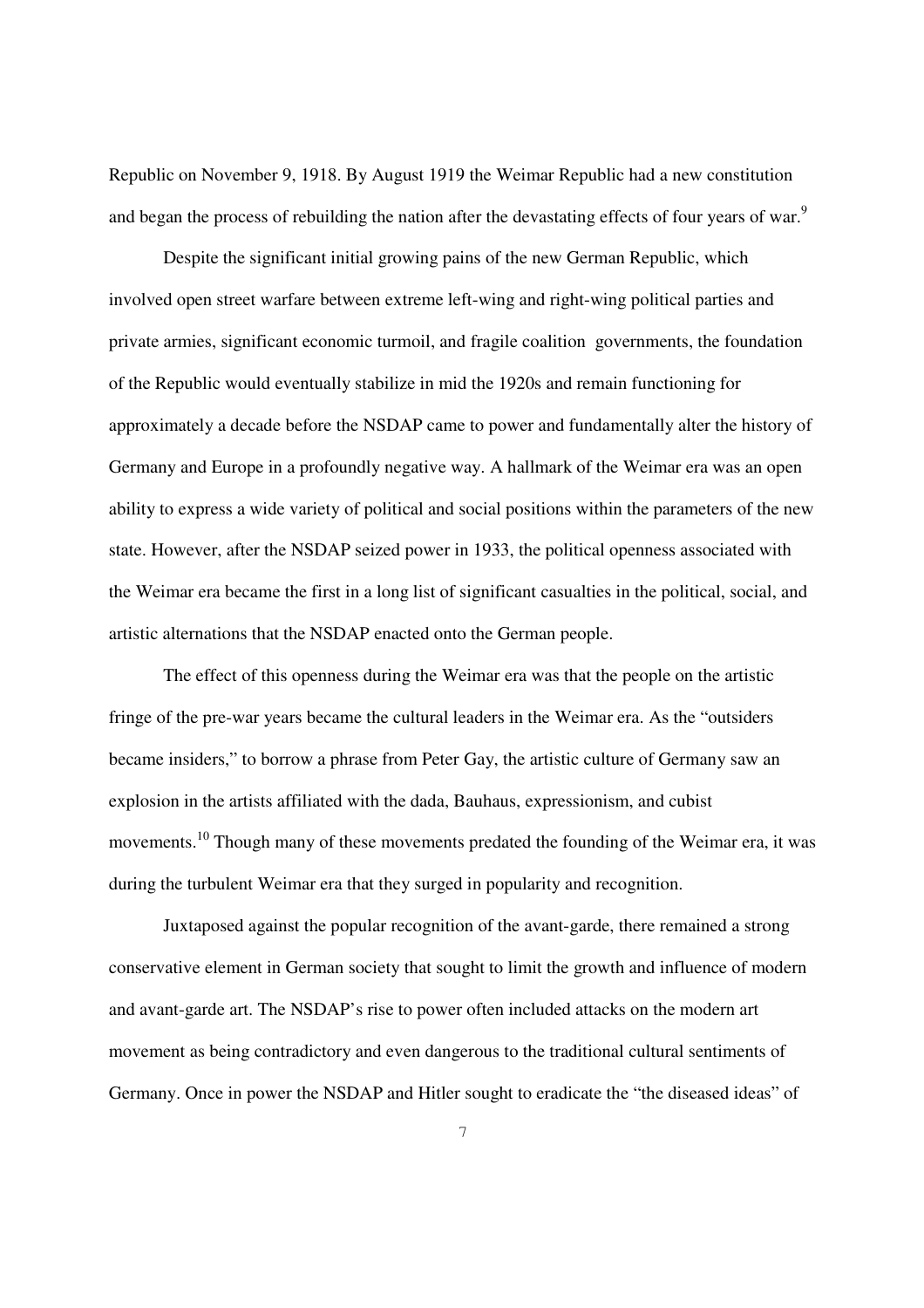Republic on November 9, 1918. By August 1919 the Weimar Republic had a new constitution and began the process of rebuilding the nation after the devastating effects of four years of war.[9]

Despite the significant initial growing pains of the new German Republic, which involved open street warfare between extreme left-wing and right-wing political parties and private armies, significant economic turmoil, and fragile coalition governments, the foundation of the Republic would eventually stabilize in mid the 1920s and remain functioning for approximately a decade before the NSDAP came to power and fundamentally alter the history of Germany and Europe in a profoundly negative way. A hallmark of the Weimar era was an open ability to express a wide variety of political and social positions within the parameters of the new state. However, after the NSDAP seized power in 1933, the political openness associated with the Weimar era became the first in a long list of significant casualties in the political, social, and artistic alternations that the NSDAP enacted onto the German people.

The effect of this openness during the Weimar era was that the people on the artistic fringe of the pre-war years became the cultural leaders in the Weimar era. As the "outsiders became insiders," to borrow a phrase from Peter Gay, the artistic culture of Germany saw an explosion in the artists affiliated with the dada, Bauhaus, expressionism, and cubist movements.[10] Though many of these movements predated the founding of the Weimar era, it was during the turbulent Weimar era that they surged in popularity and recognition.

Juxtaposed against the popular recognition of the avant-garde, there remained a strong conservative element in German society that sought to limit the growth and influence of modern and avant-garde art. The NSDAP's rise to power often included attacks on the modern art movement as being contradictory and even dangerous to the traditional cultural sentiments of Germany. Once in power the NSDAP and Hitler sought to eradicate the "the diseased ideas" of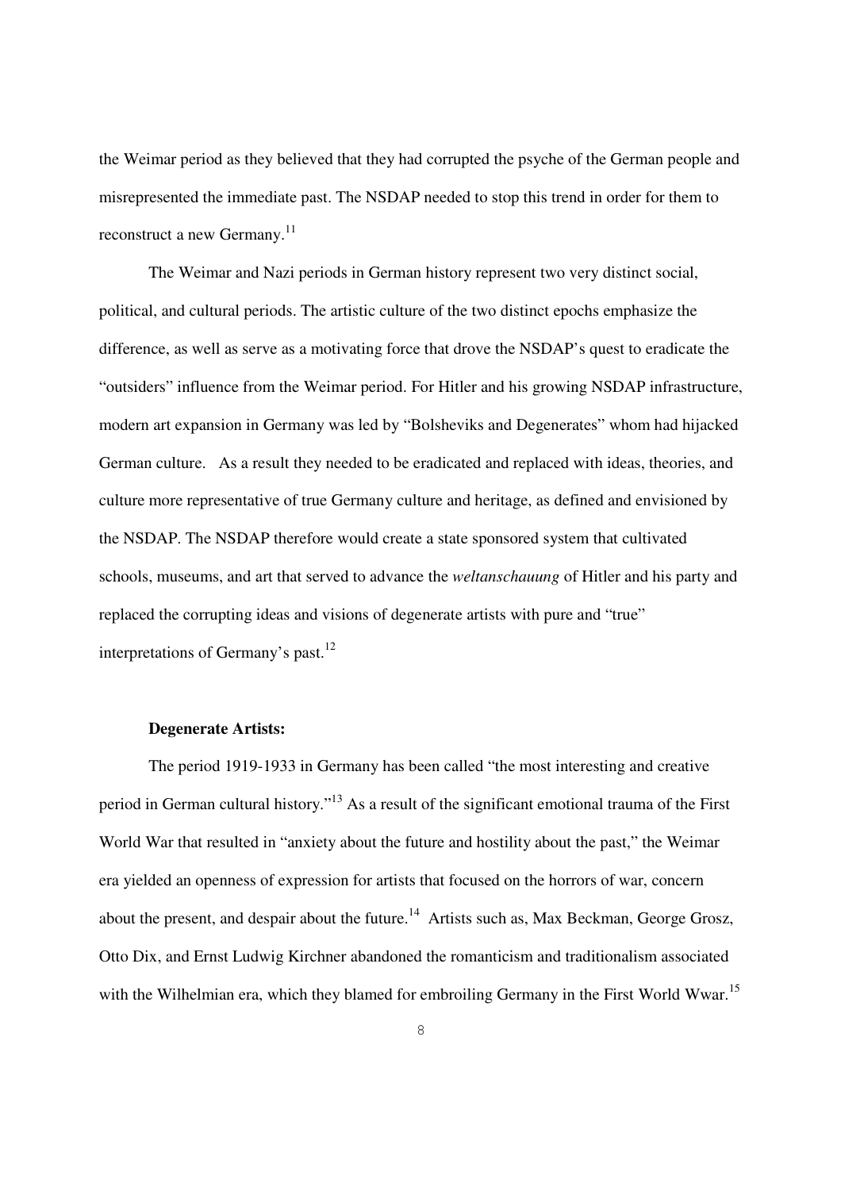the Weimar period as they believed that they had corrupted the psyche of the German people and misrepresented the immediate past. The NSDAP needed to stop this trend in order for them to reconstruct a new Germany.[11]

The Weimar and Nazi periods in German history represent two very distinct social, political, and cultural periods. The artistic culture of the two distinct epochs emphasize the difference, as well as serve as a motivating force that drove the NSDAP's quest to eradicate the "outsiders" influence from the Weimar period. For Hitler and his growing NSDAP infrastructure, modern art expansion in Germany was led by "Bolsheviks and Degenerates" whom had hijacked German culture. As a result they needed to be eradicated and replaced with ideas, theories, and culture more representative of true Germany culture and heritage, as defined and envisioned by the NSDAP. The NSDAP therefore would create a state sponsored system that cultivated schools, museums, and art that served to advance the *weltanschauung* of Hitler and his party and replaced the corrupting ideas and visions of degenerate artists with pure and "true" interpretations of Germany's past.[12]

**Degenerate Artists:**

The period 1919-1933 in Germany has been called "the most interesting and creative period in German cultural history."[13] As a result of the significant emotional trauma of the First World War that resulted in "anxiety about the future and hostility about the past," the Weimar era yielded an openness of expression for artists that focused on the horrors of war, concern about the present, and despair about the future.[14] Artists such as, Max Beckman, George Grosz, Otto Dix, and Ernst Ludwig Kirchner abandoned the romanticism and traditionalism associated with the Wilhelmian era, which they blamed for embroiling Germany in the First World Wwar.[15]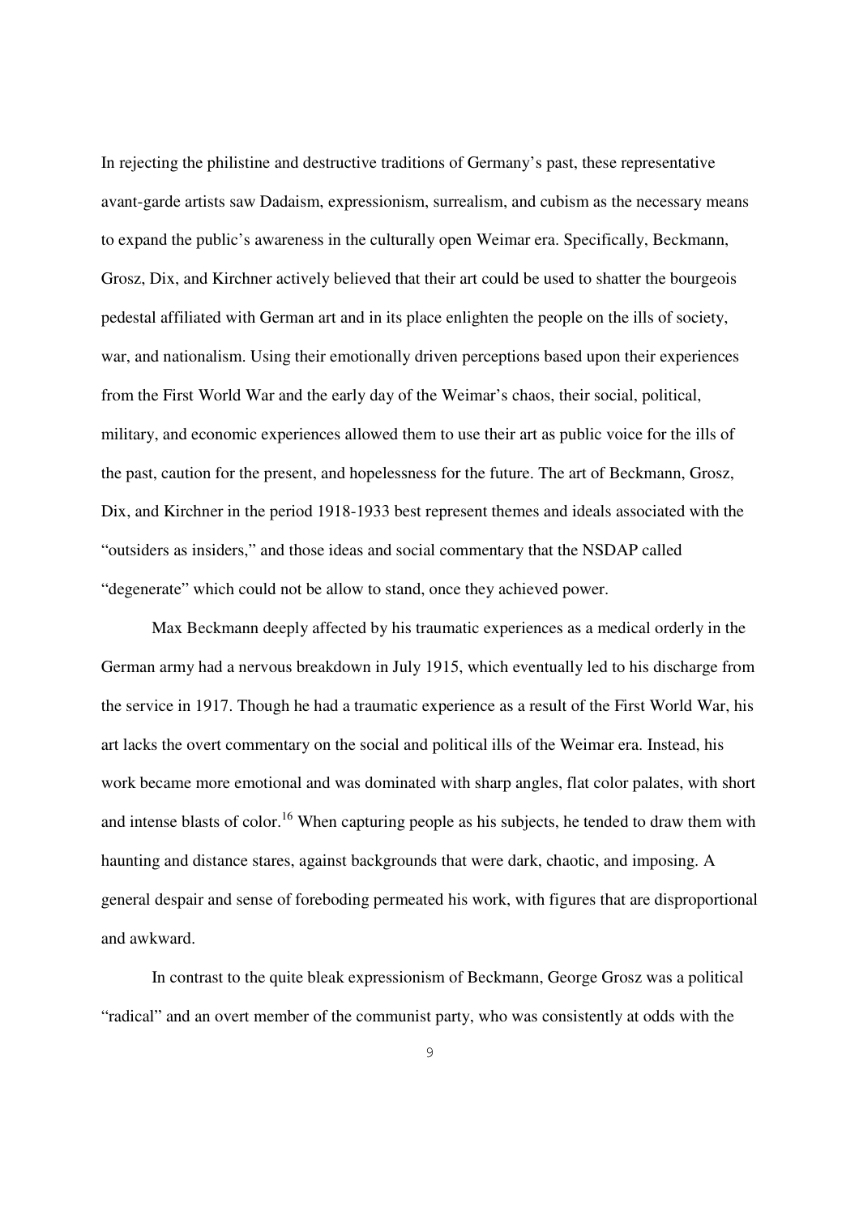In rejecting the philistine and destructive traditions of Germany's past, these representative avant-garde artists saw Dadaism, expressionism, surrealism, and cubism as the necessary means to expand the public's awareness in the culturally open Weimar era. Specifically, Beckmann, Grosz, Dix, and Kirchner actively believed that their art could be used to shatter the bourgeois pedestal affiliated with German art and in its place enlighten the people on the ills of society, war, and nationalism. Using their emotionally driven perceptions based upon their experiences from the First World War and the early day of the Weimar's chaos, their social, political, military, and economic experiences allowed them to use their art as public voice for the ills of the past, caution for the present, and hopelessness for the future. The art of Beckmann, Grosz, Dix, and Kirchner in the period 1918-1933 best represent themes and ideals associated with the "outsiders as insiders," and those ideas and social commentary that the NSDAP called "degenerate" which could not be allow to stand, once they achieved power.

Max Beckmann deeply affected by his traumatic experiences as a medical orderly in the German army had a nervous breakdown in July 1915, which eventually led to his discharge from the service in 1917. Though he had a traumatic experience as a result of the First World War, his art lacks the overt commentary on the social and political ills of the Weimar era. Instead, his work became more emotional and was dominated with sharp angles, flat color palates, with short and intense blasts of color.[16] When capturing people as his subjects, he tended to draw them with haunting and distance stares, against backgrounds that were dark, chaotic, and imposing. A general despair and sense of foreboding permeated his work, with figures that are disproportional and awkward.

In contrast to the quite bleak expressionism of Beckmann, George Grosz was a political "radical" and an overt member of the communist party, who was consistently at odds with the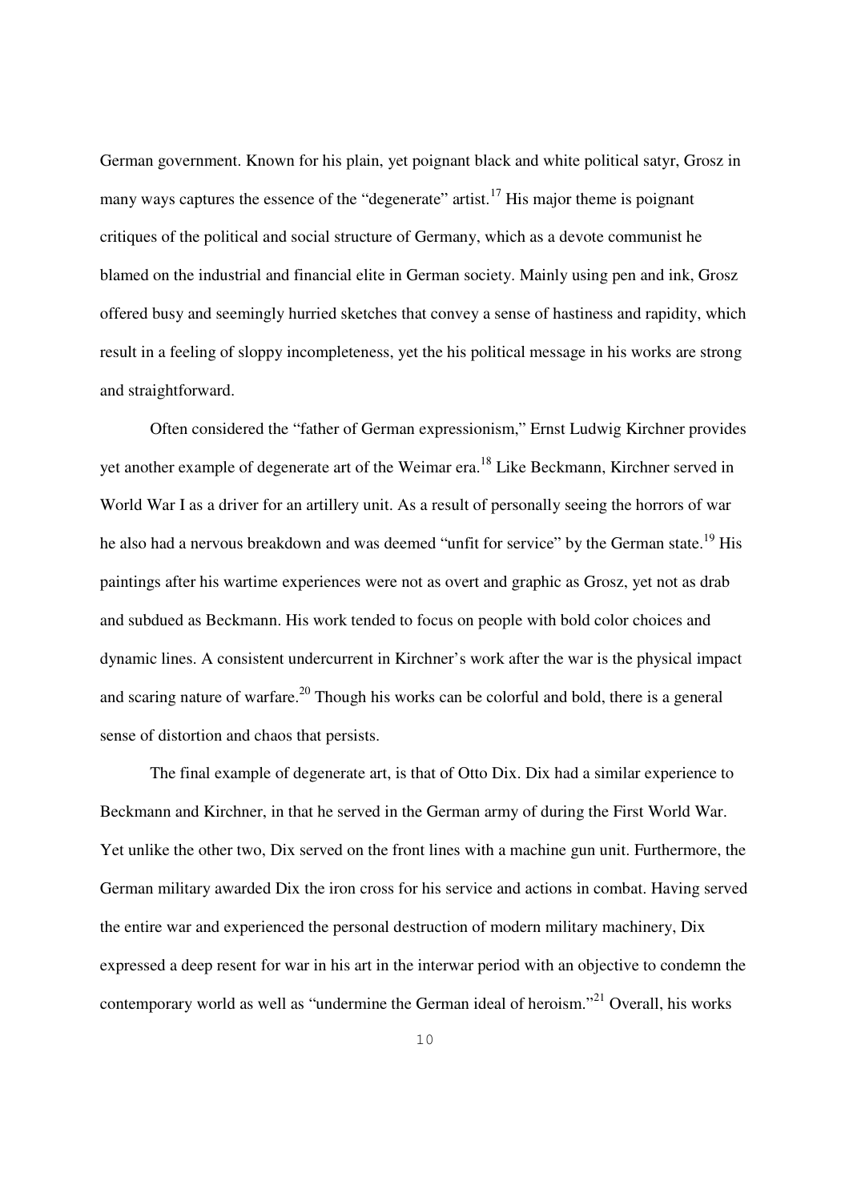German government. Known for his plain, yet poignant black and white political satyr, Grosz in many ways captures the essence of the "degenerate" artist.[17] His major theme is poignant critiques of the political and social structure of Germany, which as a devote communist he blamed on the industrial and financial elite in German society. Mainly using pen and ink, Grosz offered busy and seemingly hurried sketches that convey a sense of hastiness and rapidity, which result in a feeling of sloppy incompleteness, yet the his political message in his works are strong and straightforward.

Often considered the "father of German expressionism," Ernst Ludwig Kirchner provides yet another example of degenerate art of the Weimar era.[18] Like Beckmann, Kirchner served in World War I as a driver for an artillery unit. As a result of personally seeing the horrors of war he also had a nervous breakdown and was deemed "unfit for service" by the German state.[19] His paintings after his wartime experiences were not as overt and graphic as Grosz, yet not as drab and subdued as Beckmann. His work tended to focus on people with bold color choices and dynamic lines. A consistent undercurrent in Kirchner's work after the war is the physical impact and scaring nature of warfare.[20] Though his works can be colorful and bold, there is a general sense of distortion and chaos that persists.

The final example of degenerate art, is that of Otto Dix. Dix had a similar experience to Beckmann and Kirchner, in that he served in the German army of during the First World War. Yet unlike the other two, Dix served on the front lines with a machine gun unit. Furthermore, the German military awarded Dix the iron cross for his service and actions in combat. Having served the entire war and experienced the personal destruction of modern military machinery, Dix expressed a deep resent for war in his art in the interwar period with an objective to condemn the contemporary world as well as "undermine the German ideal of heroism."[21] Overall, his works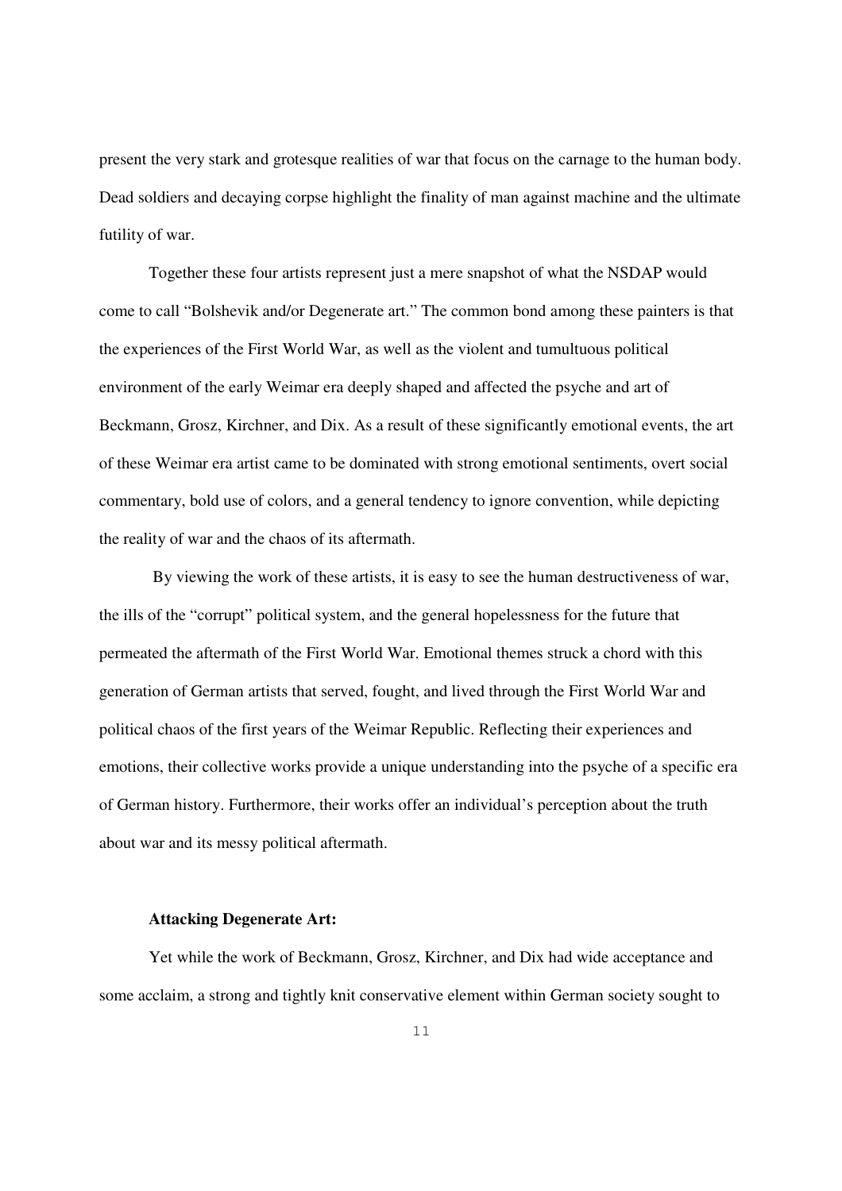present the very stark and grotesque realities of war that focus on the carnage to the human body. Dead soldiers and decaying corpse highlight the finality of man against machine and the ultimate futility of war.

Together these four artists represent just a mere snapshot of what the NSDAP would come to call "Bolshevik and/or Degenerate art." The common bond among these painters is that the experiences of the First World War, as well as the violent and tumultuous political environment of the early Weimar era deeply shaped and affected the psyche and art of Beckmann, Grosz, Kirchner, and Dix. As a result of these significantly emotional events, the art of these Weimar era artist came to be dominated with strong emotional sentiments, overt social commentary, bold use of colors, and a general tendency to ignore convention, while depicting the reality of war and the chaos of its aftermath.

By viewing the work of these artists, it is easy to see the human destructiveness of war, the ills of the "corrupt" political system, and the general hopelessness for the future that permeated the aftermath of the First World War. Emotional themes struck a chord with this generation of German artists that served, fought, and lived through the First World War and political chaos of the first years of the Weimar Republic. Reflecting their experiences and emotions, their collective works provide a unique understanding into the psyche of a specific era of German history. Furthermore, their works offer an individual's perception about the truth about war and its messy political aftermath.

**Attacking Degenerate Art:**

Yet while the work of Beckmann, Grosz, Kirchner, and Dix had wide acceptance and some acclaim, a strong and tightly knit conservative element within German society sought to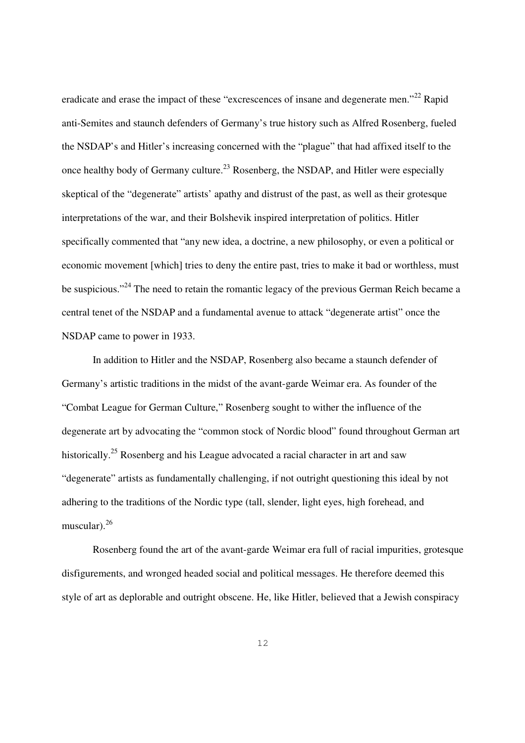eradicate and erase the impact of these "excrescences of insane and degenerate men."[22] Rapid anti-Semites and staunch defenders of Germany's true history such as Alfred Rosenberg, fueled the NSDAP's and Hitler's increasing concerned with the "plague" that had affixed itself to the once healthy body of Germany culture.[23] Rosenberg, the NSDAP, and Hitler were especially skeptical of the "degenerate" artists' apathy and distrust of the past, as well as their grotesque interpretations of the war, and their Bolshevik inspired interpretation of politics. Hitler specifically commented that "any new idea, a doctrine, a new philosophy, or even a political or economic movement [which] tries to deny the entire past, tries to make it bad or worthless, must be suspicious."[24] The need to retain the romantic legacy of the previous German Reich became a central tenet of the NSDAP and a fundamental avenue to attack "degenerate artist" once the NSDAP came to power in 1933.

In addition to Hitler and the NSDAP, Rosenberg also became a staunch defender of Germany's artistic traditions in the midst of the avant-garde Weimar era. As founder of the "Combat League for German Culture," Rosenberg sought to wither the influence of the degenerate art by advocating the "common stock of Nordic blood" found throughout German art historically.[25] Rosenberg and his League advocated a racial character in art and saw "degenerate" artists as fundamentally challenging, if not outright questioning this ideal by not adhering to the traditions of the Nordic type (tall, slender, light eyes, high forehead, and muscular).[26]

Rosenberg found the art of the avant-garde Weimar era full of racial impurities, grotesque disfigurements, and wronged headed social and political messages. He therefore deemed this style of art as deplorable and outright obscene. He, like Hitler, believed that a Jewish conspiracy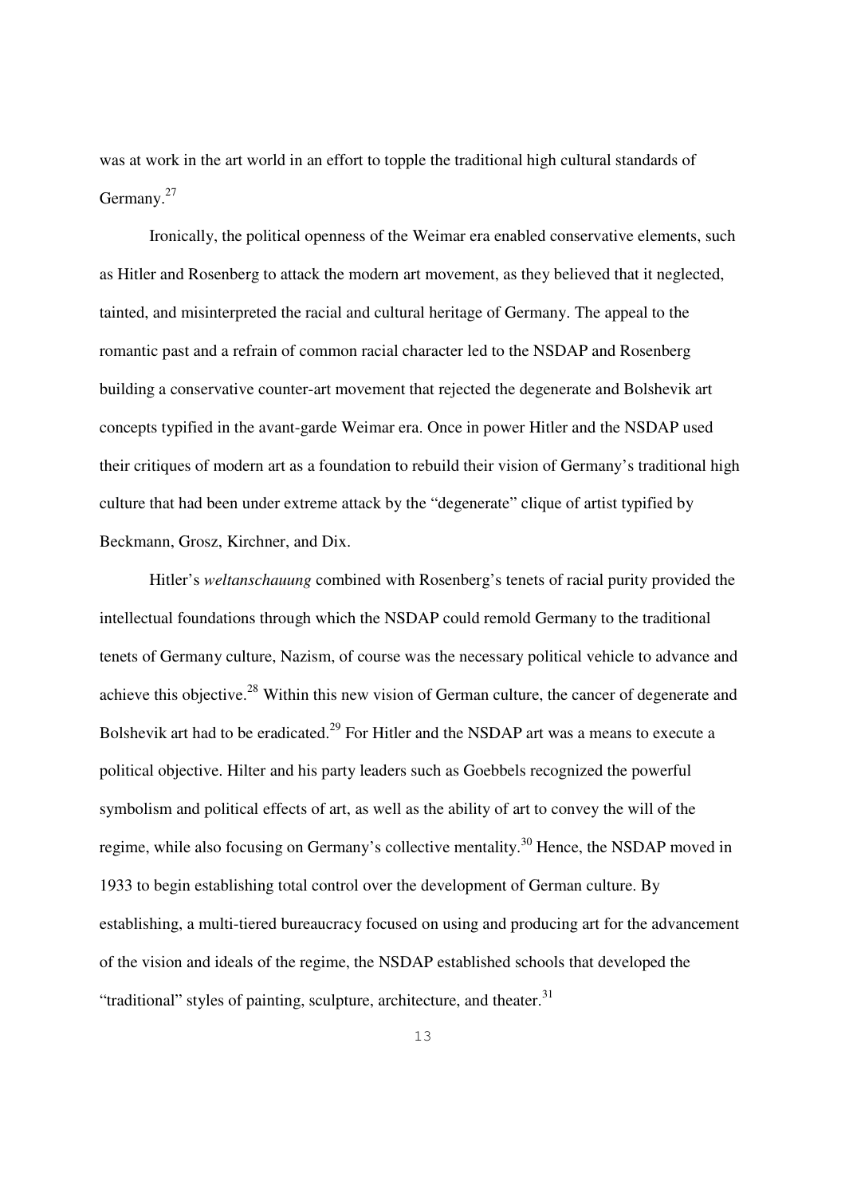was at work in the art world in an effort to topple the traditional high cultural standards of Germany.[27]

Ironically, the political openness of the Weimar era enabled conservative elements, such as Hitler and Rosenberg to attack the modern art movement, as they believed that it neglected, tainted, and misinterpreted the racial and cultural heritage of Germany. The appeal to the romantic past and a refrain of common racial character led to the NSDAP and Rosenberg building a conservative counter-art movement that rejected the degenerate and Bolshevik art concepts typified in the avant-garde Weimar era. Once in power Hitler and the NSDAP used their critiques of modern art as a foundation to rebuild their vision of Germany's traditional high culture that had been under extreme attack by the "degenerate" clique of artist typified by Beckmann, Grosz, Kirchner, and Dix.

Hitler's *weltanschauung* combined with Rosenberg's tenets of racial purity provided the intellectual foundations through which the NSDAP could remold Germany to the traditional tenets of Germany culture, Nazism, of course was the necessary political vehicle to advance and achieve this objective.[28] Within this new vision of German culture, the cancer of degenerate and Bolshevik art had to be eradicated.[29] For Hitler and the NSDAP art was a means to execute a political objective. Hilter and his party leaders such as Goebbels recognized the powerful symbolism and political effects of art, as well as the ability of art to convey the will of the regime, while also focusing on Germany's collective mentality.[30] Hence, the NSDAP moved in 1933 to begin establishing total control over the development of German culture. By establishing, a multi-tiered bureaucracy focused on using and producing art for the advancement of the vision and ideals of the regime, the NSDAP established schools that developed the "traditional" styles of painting, sculpture, architecture, and theater.[31]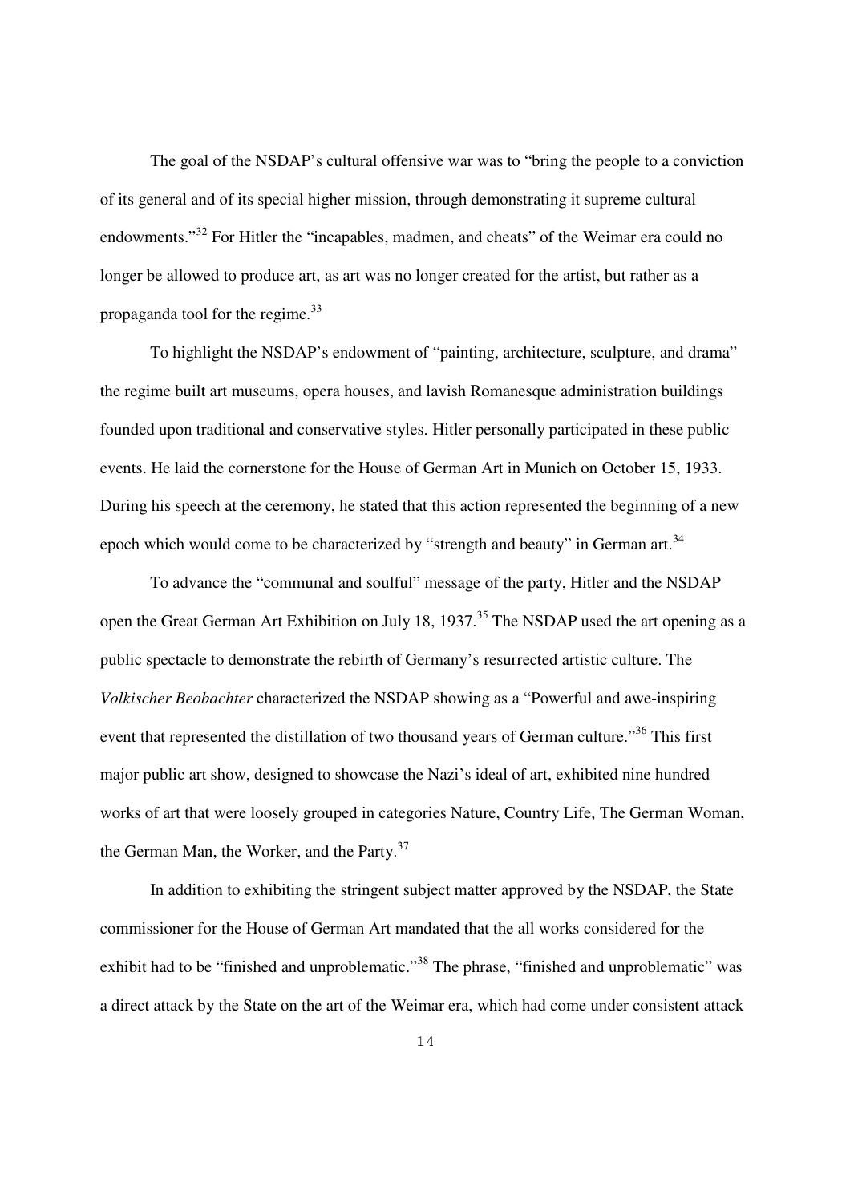The goal of the NSDAP's cultural offensive war was to "bring the people to a conviction of its general and of its special higher mission, through demonstrating it supreme cultural endowments."[32] For Hitler the "incapables, madmen, and cheats" of the Weimar era could no longer be allowed to produce art, as art was no longer created for the artist, but rather as a propaganda tool for the regime.[33]

To highlight the NSDAP's endowment of "painting, architecture, sculpture, and drama" the regime built art museums, opera houses, and lavish Romanesque administration buildings founded upon traditional and conservative styles. Hitler personally participated in these public events. He laid the cornerstone for the House of German Art in Munich on October 15, 1933. During his speech at the ceremony, he stated that this action represented the beginning of a new epoch which would come to be characterized by "strength and beauty" in German art.[34]

To advance the "communal and soulful" message of the party, Hitler and the NSDAP open the Great German Art Exhibition on July 18, 1937.[35] The NSDAP used the art opening as a public spectacle to demonstrate the rebirth of Germany's resurrected artistic culture. The *Volkischer Beobachter* characterized the NSDAP showing as a "Powerful and awe-inspiring event that represented the distillation of two thousand years of German culture."[36] This first major public art show, designed to showcase the Nazi's ideal of art, exhibited nine hundred works of art that were loosely grouped in categories Nature, Country Life, The German Woman, the German Man, the Worker, and the Party.[37]

In addition to exhibiting the stringent subject matter approved by the NSDAP, the State commissioner for the House of German Art mandated that the all works considered for the exhibit had to be "finished and unproblematic."[38] The phrase, "finished and unproblematic" was a direct attack by the State on the art of the Weimar era, which had come under consistent attack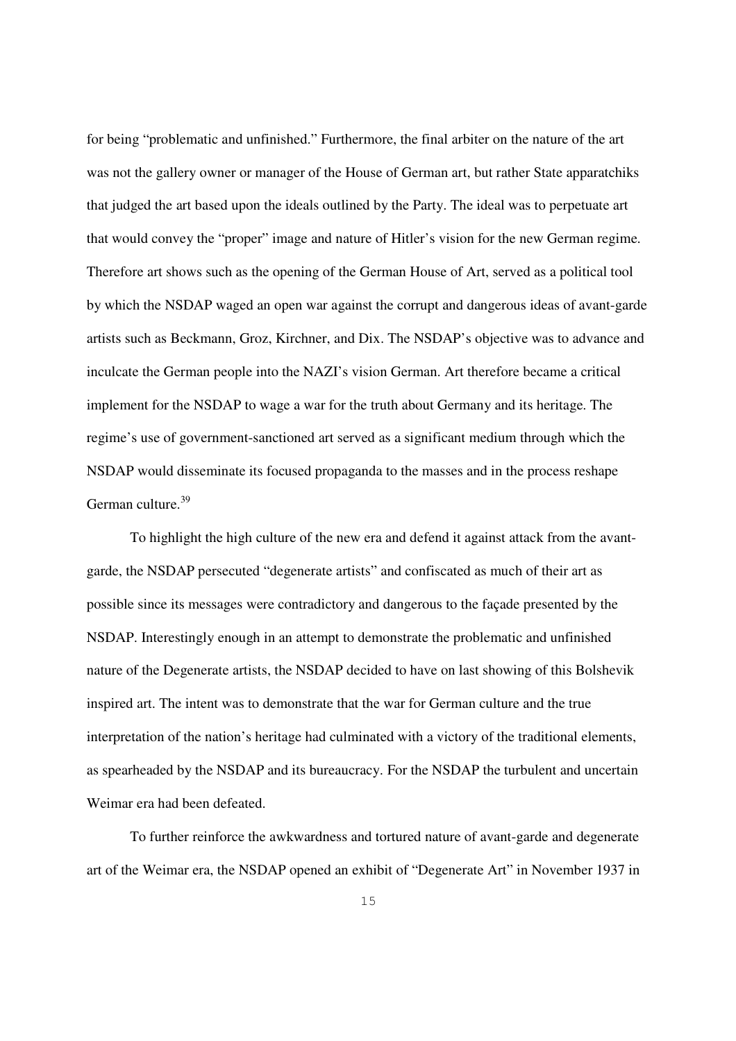for being "problematic and unfinished." Furthermore, the final arbiter on the nature of the art was not the gallery owner or manager of the House of German art, but rather State apparatchiks that judged the art based upon the ideals outlined by the Party. The ideal was to perpetuate art that would convey the "proper" image and nature of Hitler's vision for the new German regime. Therefore art shows such as the opening of the German House of Art, served as a political tool by which the NSDAP waged an open war against the corrupt and dangerous ideas of avant-garde artists such as Beckmann, Groz, Kirchner, and Dix. The NSDAP's objective was to advance and inculcate the German people into the NAZI's vision German. Art therefore became a critical implement for the NSDAP to wage a war for the truth about Germany and its heritage. The regime's use of government-sanctioned art served as a significant medium through which the NSDAP would disseminate its focused propaganda to the masses and in the process reshape German culture.[39]

To highlight the high culture of the new era and defend it against attack from the avant-garde, the NSDAP persecuted "degenerate artists" and confiscated as much of their art as possible since its messages were contradictory and dangerous to the façade presented by the NSDAP. Interestingly enough in an attempt to demonstrate the problematic and unfinished nature of the Degenerate artists, the NSDAP decided to have on last showing of this Bolshevik inspired art. The intent was to demonstrate that the war for German culture and the true interpretation of the nation's heritage had culminated with a victory of the traditional elements, as spearheaded by the NSDAP and its bureaucracy. For the NSDAP the turbulent and uncertain Weimar era had been defeated.

To further reinforce the awkwardness and tortured nature of avant-garde and degenerate art of the Weimar era, the NSDAP opened an exhibit of "Degenerate Art" in November 1937 in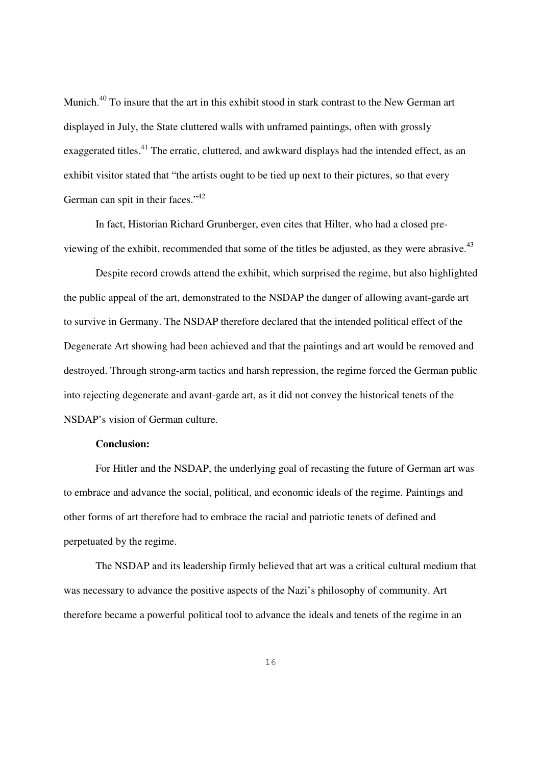Munich.[40] To insure that the art in this exhibit stood in stark contrast to the New German art displayed in July, the State cluttered walls with unframed paintings, often with grossly exaggerated titles.[41] The erratic, cluttered, and awkward displays had the intended effect, as an exhibit visitor stated that "the artists ought to be tied up next to their pictures, so that every German can spit in their faces."[42]

In fact, Historian Richard Grunberger, even cites that Hilter, who had a closed pre-viewing of the exhibit, recommended that some of the titles be adjusted, as they were abrasive.[43]

Despite record crowds attend the exhibit, which surprised the regime, but also highlighted the public appeal of the art, demonstrated to the NSDAP the danger of allowing avant-garde art to survive in Germany. The NSDAP therefore declared that the intended political effect of the Degenerate Art showing had been achieved and that the paintings and art would be removed and destroyed. Through strong-arm tactics and harsh repression, the regime forced the German public into rejecting degenerate and avant-garde art, as it did not convey the historical tenets of the NSDAP's vision of German culture.

**Conclusion:**

For Hitler and the NSDAP, the underlying goal of recasting the future of German art was to embrace and advance the social, political, and economic ideals of the regime. Paintings and other forms of art therefore had to embrace the racial and patriotic tenets of defined and perpetuated by the regime.

The NSDAP and its leadership firmly believed that art was a critical cultural medium that was necessary to advance the positive aspects of the Nazi's philosophy of community. Art therefore became a powerful political tool to advance the ideals and tenets of the regime in an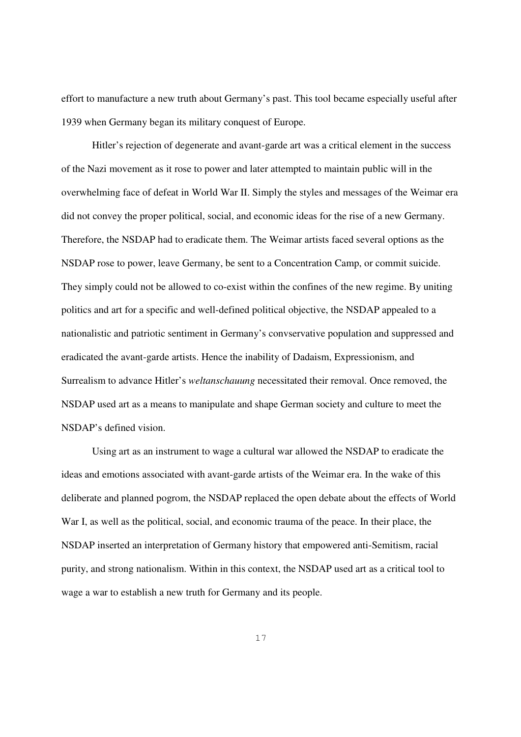effort to manufacture a new truth about Germany's past. This tool became especially useful after 1939 when Germany began its military conquest of Europe.

Hitler's rejection of degenerate and avant-garde art was a critical element in the success of the Nazi movement as it rose to power and later attempted to maintain public will in the overwhelming face of defeat in World War II. Simply the styles and messages of the Weimar era did not convey the proper political, social, and economic ideas for the rise of a new Germany. Therefore, the NSDAP had to eradicate them. The Weimar artists faced several options as the NSDAP rose to power, leave Germany, be sent to a Concentration Camp, or commit suicide. They simply could not be allowed to co-exist within the confines of the new regime. By uniting politics and art for a specific and well-defined political objective, the NSDAP appealed to a nationalistic and patriotic sentiment in Germany's convservative population and suppressed and eradicated the avant-garde artists. Hence the inability of Dadaism, Expressionism, and Surrealism to advance Hitler's *weltanschauung* necessitated their removal. Once removed, the NSDAP used art as a means to manipulate and shape German society and culture to meet the NSDAP's defined vision.

Using art as an instrument to wage a cultural war allowed the NSDAP to eradicate the ideas and emotions associated with avant-garde artists of the Weimar era. In the wake of this deliberate and planned pogrom, the NSDAP replaced the open debate about the effects of World War I, as well as the political, social, and economic trauma of the peace. In their place, the NSDAP inserted an interpretation of Germany history that empowered anti-Semitism, racial purity, and strong nationalism. Within in this context, the NSDAP used art as a critical tool to wage a war to establish a new truth for Germany and its people.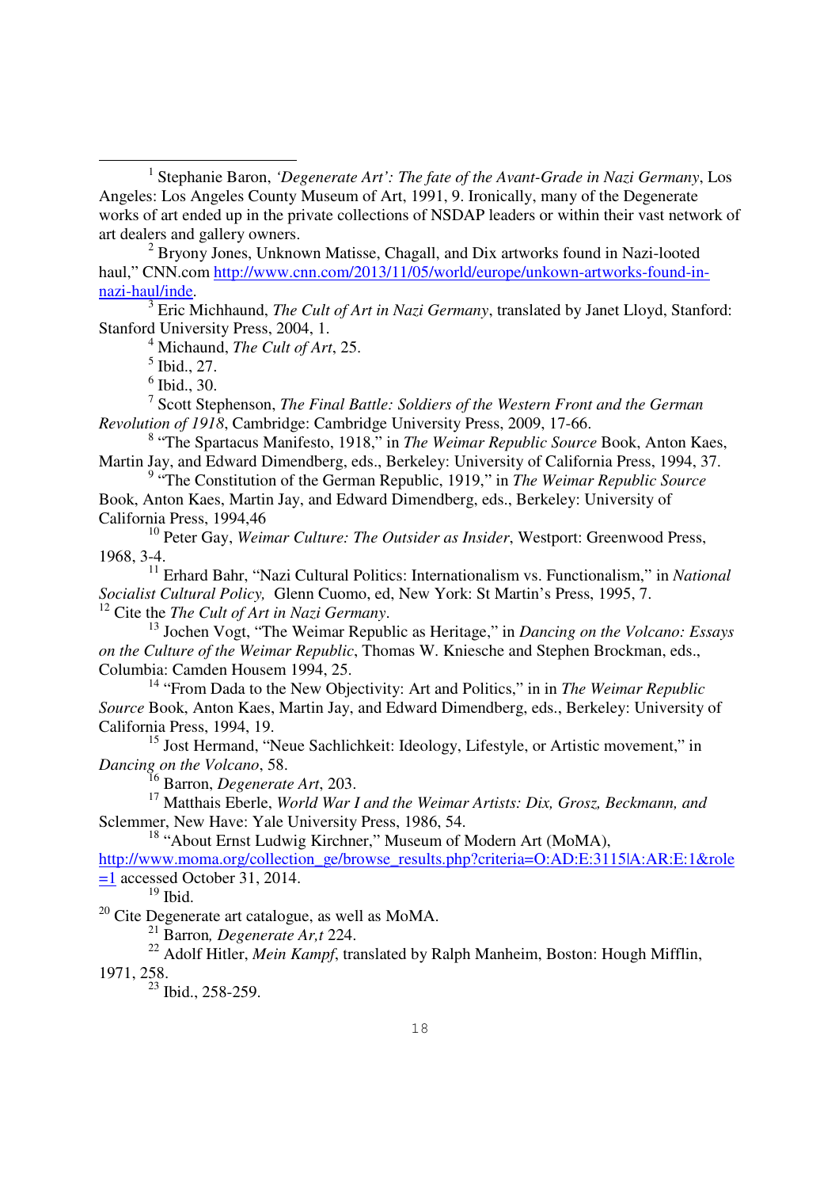[1] Stephanie Baron, *'Degenerate Art': The fate of the Avant-Grade in Nazi Germany*, Los Angeles: Los Angeles County Museum of Art, 1991, 9. Ironically, many of the Degenerate works of art ended up in the private collections of NSDAP leaders or within their vast network of art dealers and gallery owners.

[2] Bryony Jones, Unknown Matisse, Chagall, and Dix artworks found in Nazi-looted haul," CNN.com [http://www.cnn.com/2013/11/05/world/europe/unkown-artworks-found-in-nazi-haul/inde](http://www.cnn.com/2013/11/05/world/europe/unkown-artworks-found-in-nazi-haul/inde).

[3] Eric Michhaund, *The Cult of Art in Nazi Germany*, translated by Janet Lloyd, Stanford: Stanford University Press, 2004, 1.

[4] Michaund, *The Cult of Art*, 25.

[5] Ibid., 27.

[6] Ibid., 30.

[7] Scott Stephenson, *The Final Battle: Soldiers of the Western Front and the German Revolution of 1918*, Cambridge: Cambridge University Press, 2009, 17-66.

[8] "The Spartacus Manifesto, 1918," in *The Weimar Republic Source* Book, Anton Kaes, Martin Jay, and Edward Dimendberg, eds., Berkeley: University of California Press, 1994, 37.

[9] "The Constitution of the German Republic, 1919," in *The Weimar Republic Source* Book, Anton Kaes, Martin Jay, and Edward Dimendberg, eds., Berkeley: University of California Press, 1994,46

[10] Peter Gay, *Weimar Culture: The Outsider as Insider*, Westport: Greenwood Press, 1968, 3-4.

[11] Erhard Bahr, "Nazi Cultural Politics: Internationalism vs. Functionalism," in *National Socialist Cultural Policy,* Glenn Cuomo, ed, New York: St Martin's Press, 1995, 7.

[12] Cite the *The Cult of Art in Nazi Germany*.

[13] Jochen Vogt, "The Weimar Republic as Heritage," in *Dancing on the Volcano: Essays on the Culture of the Weimar Republic*, Thomas W. Kniesche and Stephen Brockman, eds., Columbia: Camden Housem 1994, 25.

[14] "From Dada to the New Objectivity: Art and Politics," in in *The Weimar Republic Source* Book, Anton Kaes, Martin Jay, and Edward Dimendberg, eds., Berkeley: University of California Press, 1994, 19.

[15] Jost Hermand, "Neue Sachlichkeit: Ideology, Lifestyle, or Artistic movement," in *Dancing on the Volcano*, 58.

[16] Barron, *Degenerate Art*, 203.

[17] Matthais Eberle, *World War I and the Weimar Artists: Dix, Grosz, Beckmann, and* Sclemmer, New Have: Yale University Press, 1986, 54.

[18] "About Ernst Ludwig Kirchner," Museum of Modern Art (MoMA), [http://www.moma.org/collection_ge/browse_results.php?criteria=O:AD:E:3115|A:AR:E:1&role=1](http://www.moma.org/collection_ge/browse_results.php?criteria=O:AD:E:3115|A:AR:E:1&role=1) accessed October 31, 2014.

[19] Ibid.

[20] Cite Degenerate art catalogue, as well as MoMA.

[21] Barron*, Degenerate Ar,t* 224.

[22] Adolf Hitler, *Mein Kampf*, translated by Ralph Manheim, Boston: Hough Mifflin, 1971, 258.

[23] Ibid., 258-259.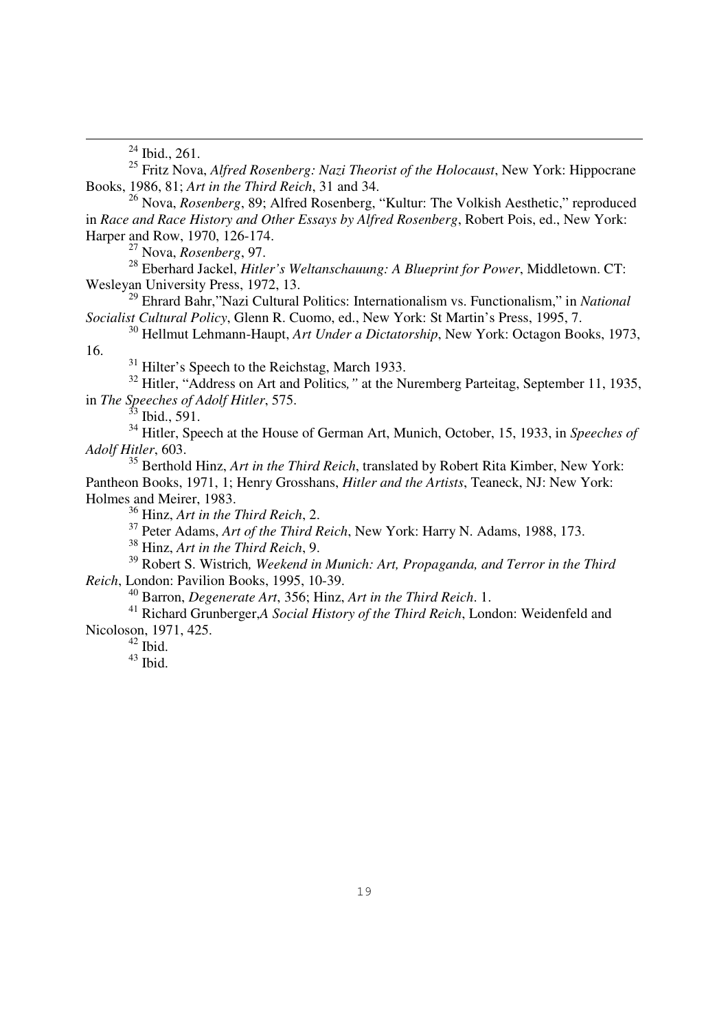[24] Ibid., 261.

[25] Fritz Nova, *Alfred Rosenberg: Nazi Theorist of the Holocaust*, New York: Hippocrane Books, 1986, 81; *Art in the Third Reich*, 31 and 34.

[26] Nova, *Rosenberg*, 89; Alfred Rosenberg, "Kultur: The Volkish Aesthetic," reproduced in *Race and Race History and Other Essays by Alfred Rosenberg*, Robert Pois, ed., New York: Harper and Row, 1970, 126-174.

[27] Nova, *Rosenberg*, 97.

[28] Eberhard Jackel, *Hitler's Weltanschauung: A Blueprint for Power*, Middletown. CT: Wesleyan University Press, 1972, 13.

[29] Ehrard Bahr,"Nazi Cultural Politics: Internationalism vs. Functionalism," in *National Socialist Cultural Policy*, Glenn R. Cuomo, ed., New York: St Martin's Press, 1995, 7.

[30] Hellmut Lehmann-Haupt, *Art Under a Dictatorship*, New York: Octagon Books, 1973, 16.

[31] Hilter's Speech to the Reichstag, March 1933.

[32] Hitler, "Address on Art and Politics*,"* at the Nuremberg Parteitag, September 11, 1935, in *The Speeches of Adolf Hitler*, 575.

[33] Ibid., 591.

[34] Hitler, Speech at the House of German Art, Munich, October, 15, 1933, in *Speeches of Adolf Hitler*, 603.

[35] Berthold Hinz, *Art in the Third Reich*, translated by Robert Rita Kimber, New York: Pantheon Books, 1971, 1; Henry Grosshans, *Hitler and the Artists*, Teaneck, NJ: New York: Holmes and Meirer, 1983.

[36] Hinz, *Art in the Third Reich*, 2.

[37] Peter Adams, *Art of the Third Reich*, New York: Harry N. Adams, 1988, 173.

[38] Hinz, *Art in the Third Reich*, 9.

[39] Robert S. Wistrich*, Weekend in Munich: Art, Propaganda, and Terror in the Third Reich*, London: Pavilion Books, 1995, 10-39.

[40] Barron, *Degenerate Art*, 356; Hinz, *Art in the Third Reich*. 1.

[41] Richard Grunberger,*A Social History of the Third Reich*, London: Weidenfeld and Nicoloson, 1971, 425.

[42] Ibid.

[43] Ibid.